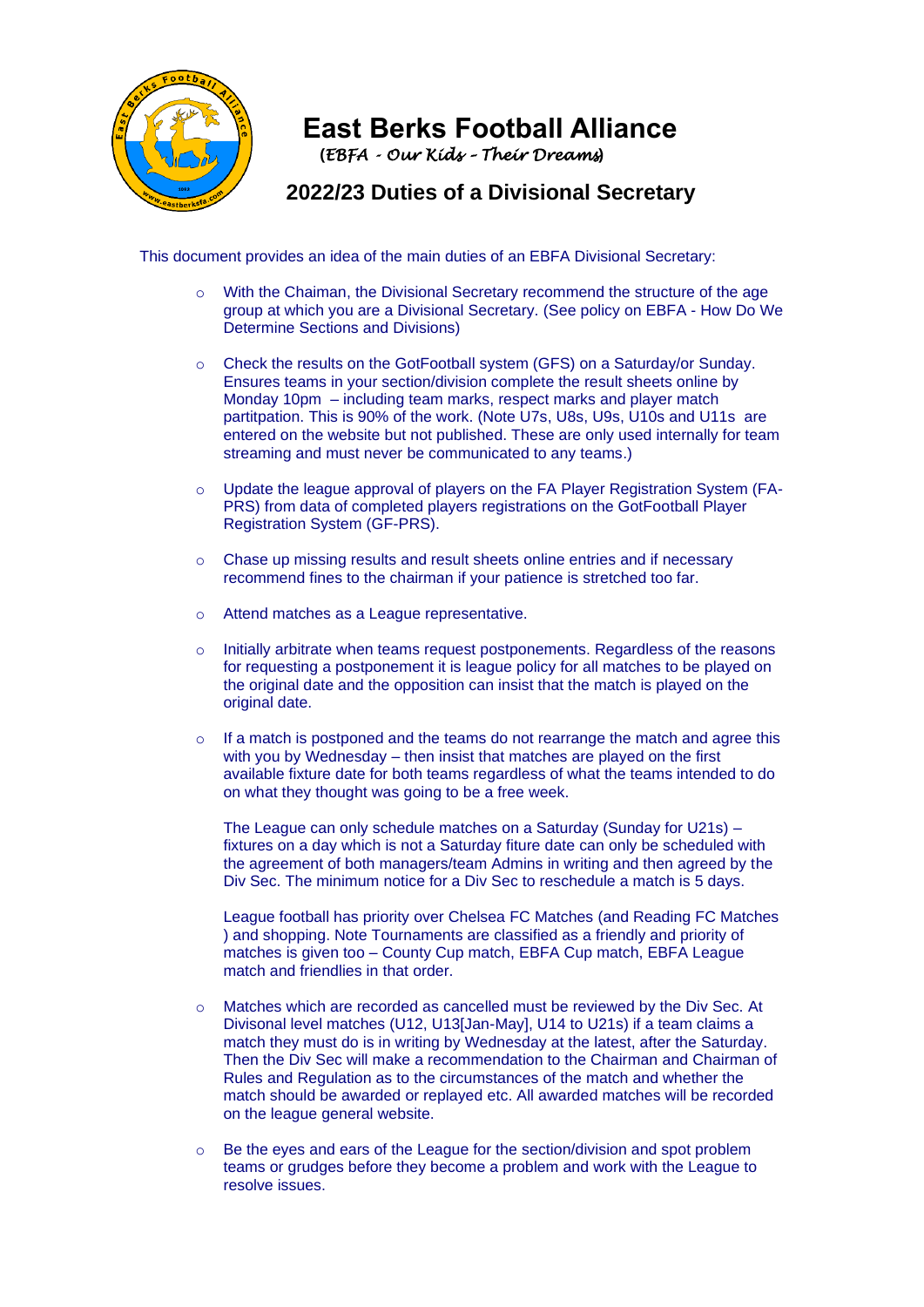# East Berks Football Alliance

*(EBFA - Our Kids - Their Dreams)*

## 2022/23 Duties of a Divisional Secretary

This document provides an idea of the main duties of an EBFA Divisional Secretary:

- With the Chaiman, the Divisional Secretary recommend the structure of the age group at which you are a Divisional Secretary. (See policy on EBFA - How Do We Determine Sections and Divisions)

- Check the results on the GotFootball system (GFS) on a Saturday/or Sunday. Ensures teams in your section/division complete the result sheets online by Monday 10pm – including team marks, respect marks and player match partitpation. This is 90% of the work. (Note U7s, U8s, U9s, U10s and U11s are entered on the website but not published. These are only used internally for team streaming and must never be communicated to any teams.)

- Update the league approval of players on the FA Player Registration System (FA-PRS) from data of completed players registrations on the GotFootball Player Registration System (GF-PRS).

- Chase up missing results and result sheets online entries and if necessary recommend fines to the chairman if your patience is stretched too far.

- Attend matches as a League representative.

- Initially arbitrate when teams request postponements. Regardless of the reasons for requesting a postponement it is league policy for all matches to be played on the original date and the opposition can insist that the match is played on the original date.

- If a match is postponed and the teams do not rearrange the match and agree this with you by Wednesday – then insist that matches are played on the first available fixture date for both teams regardless of what the teams intended to do on what they thought was going to be a free week.

  The League can only schedule matches on a Saturday (Sunday for U21s) – fixtures on a day which is not a Saturday fiture date can only be scheduled with the agreement of both managers/team Admins in writing and then agreed by the Div Sec. The minimum notice for a Div Sec to reschedule a match is 5 days.

  League football has priority over Chelsea FC Matches (and Reading FC Matches ) and shopping. Note Tournaments are classified as a friendly and priority of matches is given too – County Cup match, EBFA Cup match, EBFA League match and friendlies in that order.

- Matches which are recorded as cancelled must be reviewed by the Div Sec. At Divisonal level matches (U12, U13[Jan-May], U14 to U21s) if a team claims a match they must do is in writing by Wednesday at the latest, after the Saturday. Then the Div Sec will make a recommendation to the Chairman and Chairman of Rules and Regulation as to the circumstances of the match and whether the match should be awarded or replayed etc. All awarded matches will be recorded on the league general website.

- Be the eyes and ears of the League for the section/division and spot problem teams or grudges before they become a problem and work with the League to resolve issues.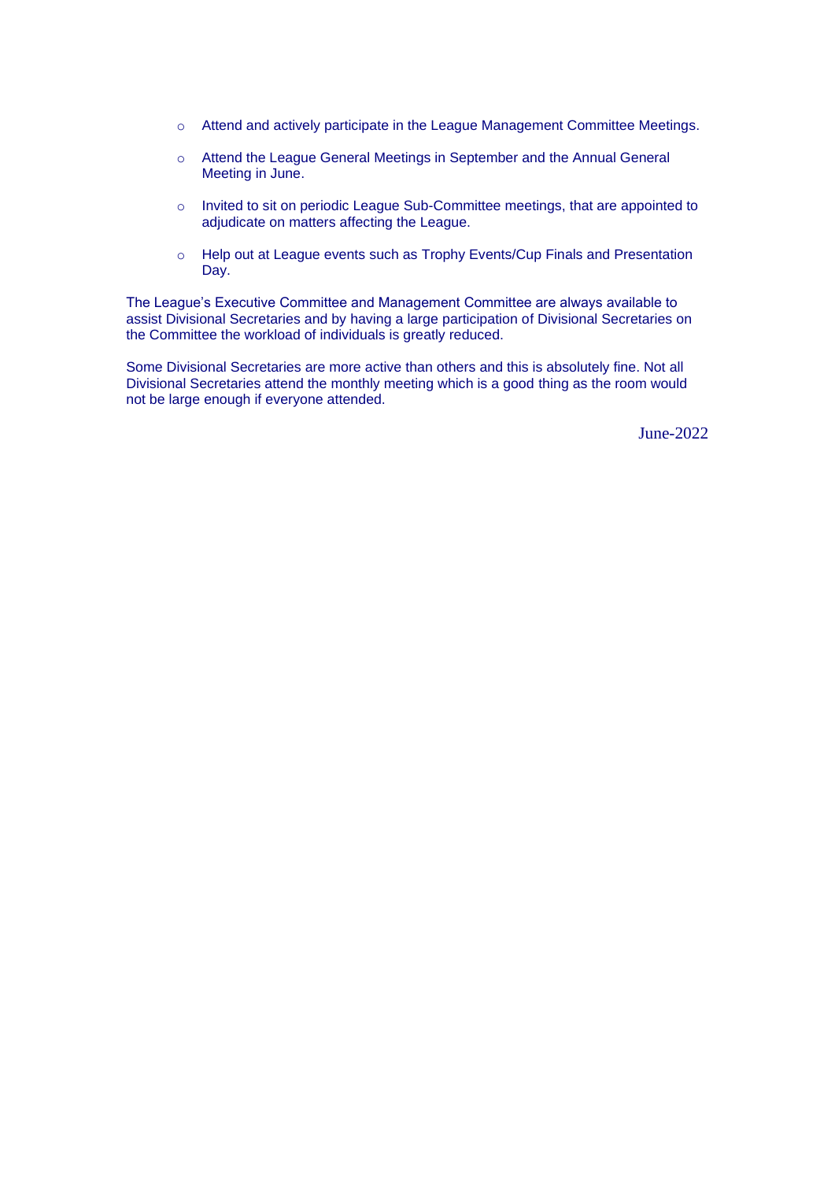- Attend and actively participate in the League Management Committee Meetings.
- Attend the League General Meetings in September and the Annual General Meeting in June.
- Invited to sit on periodic League Sub-Committee meetings, that are appointed to adjudicate on matters affecting the League.
- Help out at League events such as Trophy Events/Cup Finals and Presentation Day.

The League's Executive Committee and Management Committee are always available to assist Divisional Secretaries and by having a large participation of Divisional Secretaries on the Committee the workload of individuals is greatly reduced.

Some Divisional Secretaries are more active than others and this is absolutely fine. Not all Divisional Secretaries attend the monthly meeting which is a good thing as the room would not be large enough if everyone attended.

June-2022